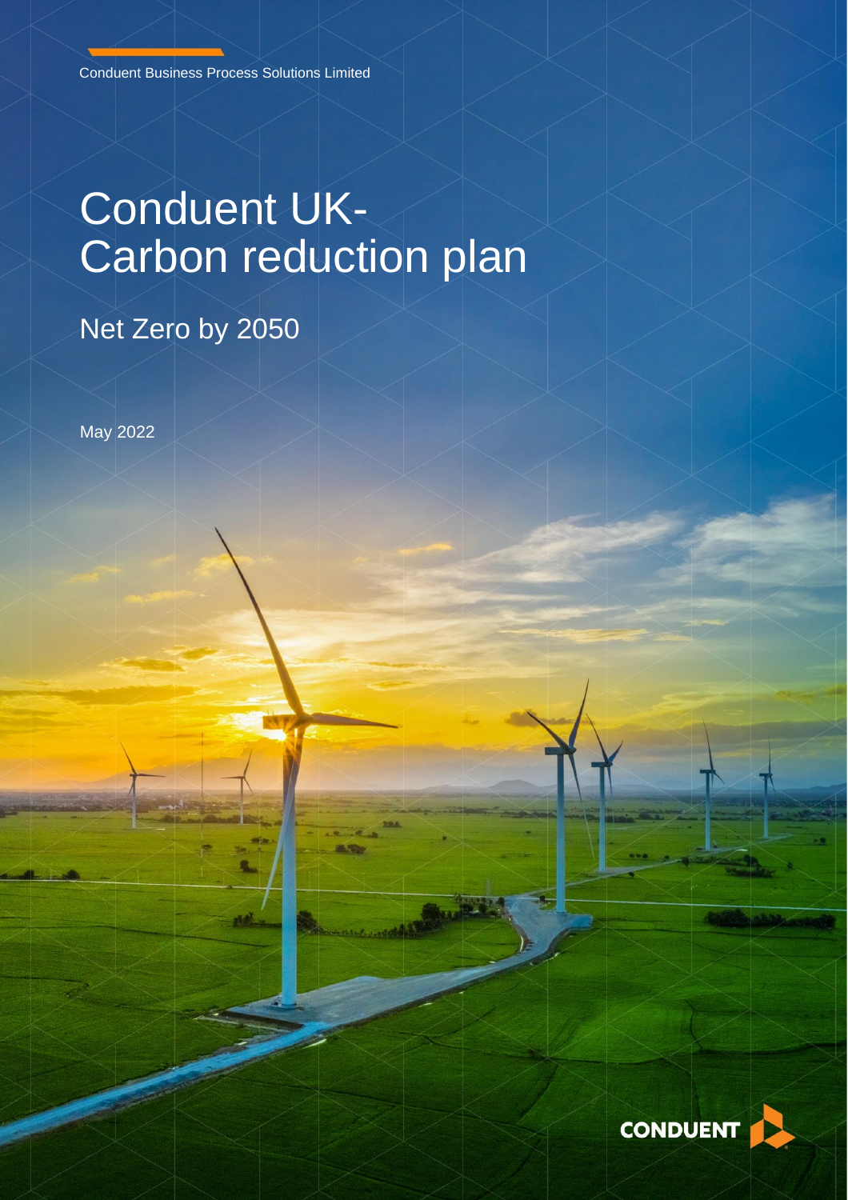Conduent Business Process Solutions Limited

# Conduent UK- Carbon reduction plan

## Net Zero by 2050

May 2022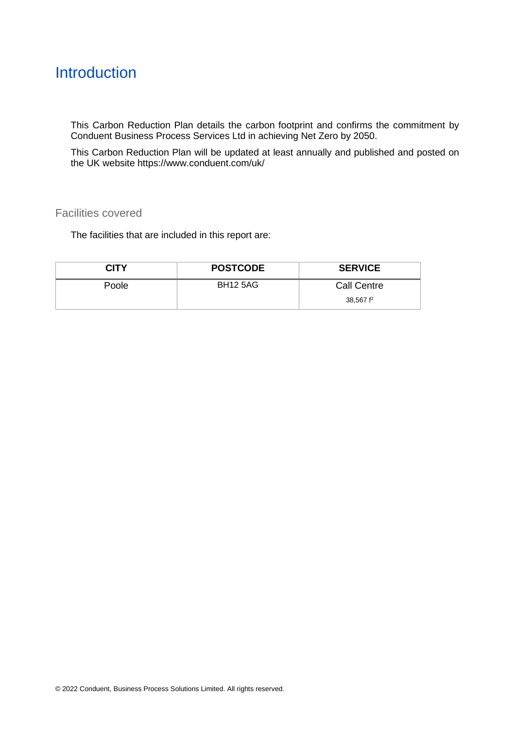# Introduction

This Carbon Reduction Plan details the carbon footprint and confirms the commitment by Conduent Business Process Services Ltd in achieving Net Zero by 2050.

This Carbon Reduction Plan will be updated at least annually and published and posted on the UK website https://www.conduent.com/uk/

## Facilities covered

The facilities that are included in this report are:

| CITY | POSTCODE | SERVICE |
|---|---|---|
| Poole | BH12 5AG | Call Centre<br>38,567 $f^2$ |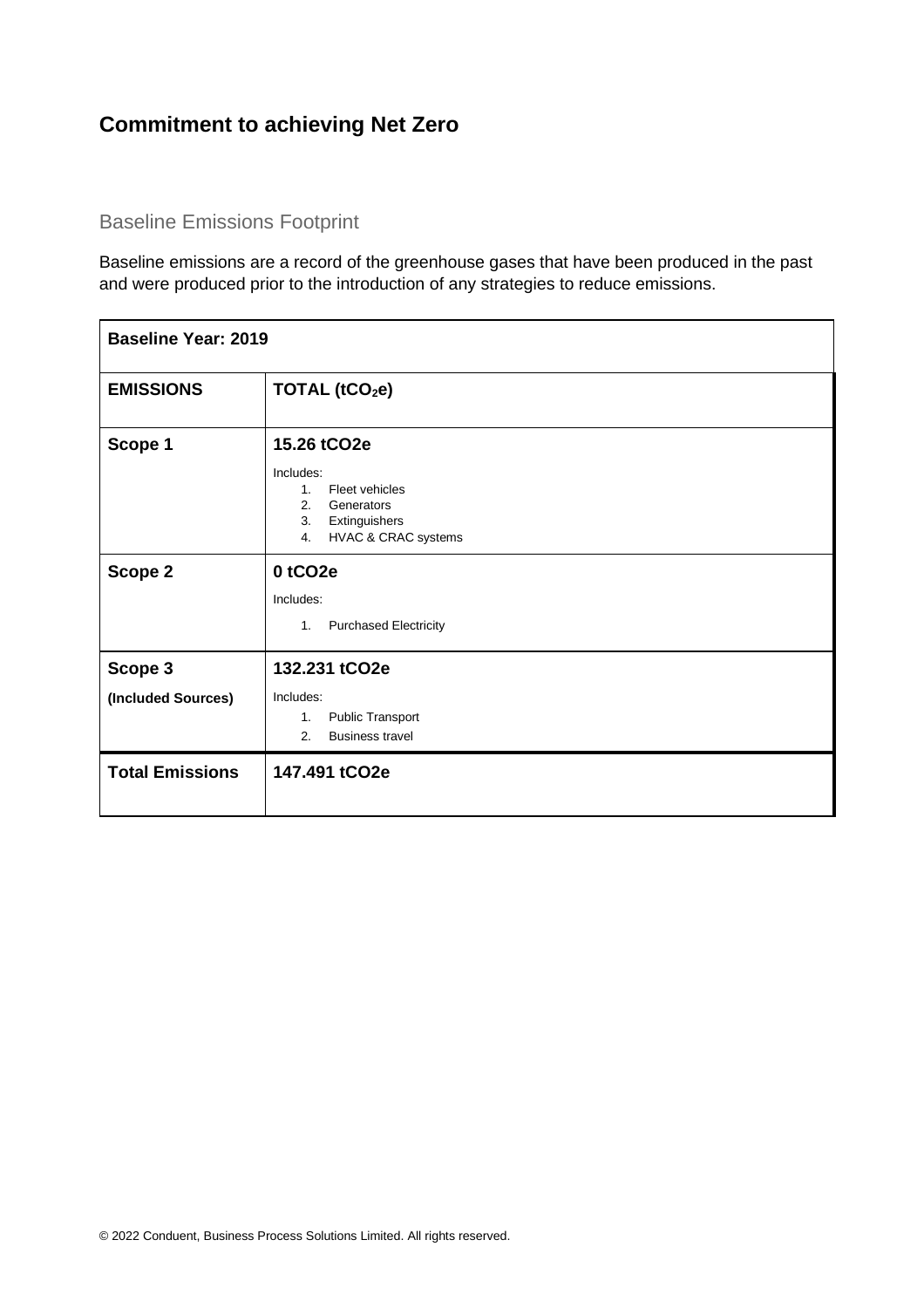## Commitment to achieving Net Zero

### Baseline Emissions Footprint

Baseline emissions are a record of the greenhouse gases that have been produced in the past and were produced prior to the introduction of any strategies to reduce emissions.

| **Baseline Year: 2019** | |
|---|---|
| **EMISSIONS** | **TOTAL ($tCO_2e$)** |
| **Scope 1** | **15.26 tCO2e**<br>Includes:<br>1. Fleet vehicles<br>2. Generators<br>3. Extinguishers<br>4. HVAC & CRAC systems |
| **Scope 2** | **0 tCO2e**<br>Includes:<br>1. Purchased Electricity |
| **Scope 3**<br>**(Included Sources)** | **132.231 tCO2e**<br>Includes:<br>1. Public Transport<br>2. Business travel |
| **Total Emissions** | **147.491 tCO2e** |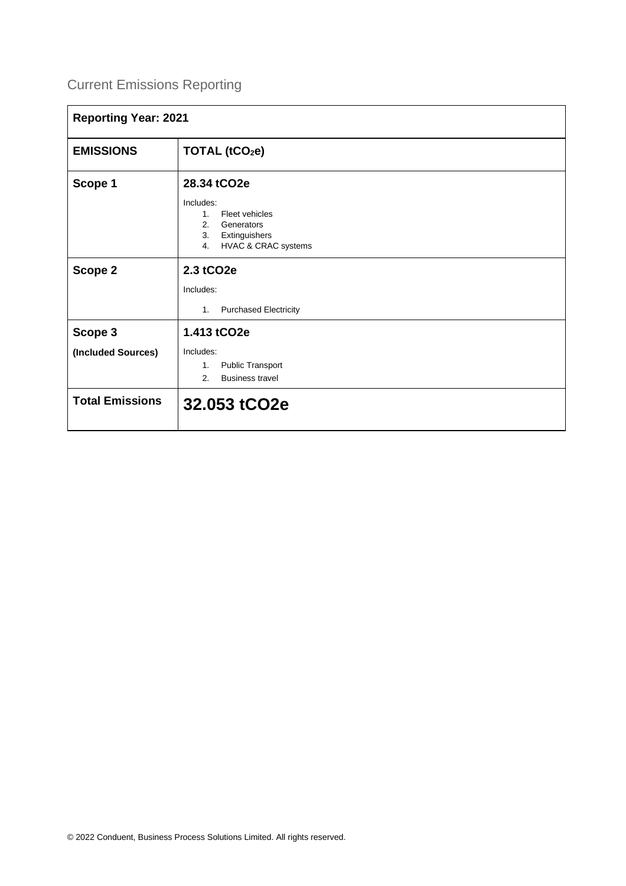## Current Emissions Reporting

| Reporting Year: 2021 | |
|---|---|
| **EMISSIONS** | **TOTAL ($tCO_2e$)** |
| **Scope 1** | **28.34 tCO2e**<br>Includes:<br>1. Fleet vehicles<br>2. Generators<br>3. Extinguishers<br>4. HVAC & CRAC systems |
| **Scope 2** | **2.3 tCO2e**<br>Includes:<br>1. Purchased Electricity |
| **Scope 3**<br>**(Included Sources)** | **1.413 tCO2e**<br>Includes:<br>1. Public Transport<br>2. Business travel |
| **Total Emissions** | **32.053 tCO2e** |

© 2022 Conduent, Business Process Solutions Limited. All rights reserved.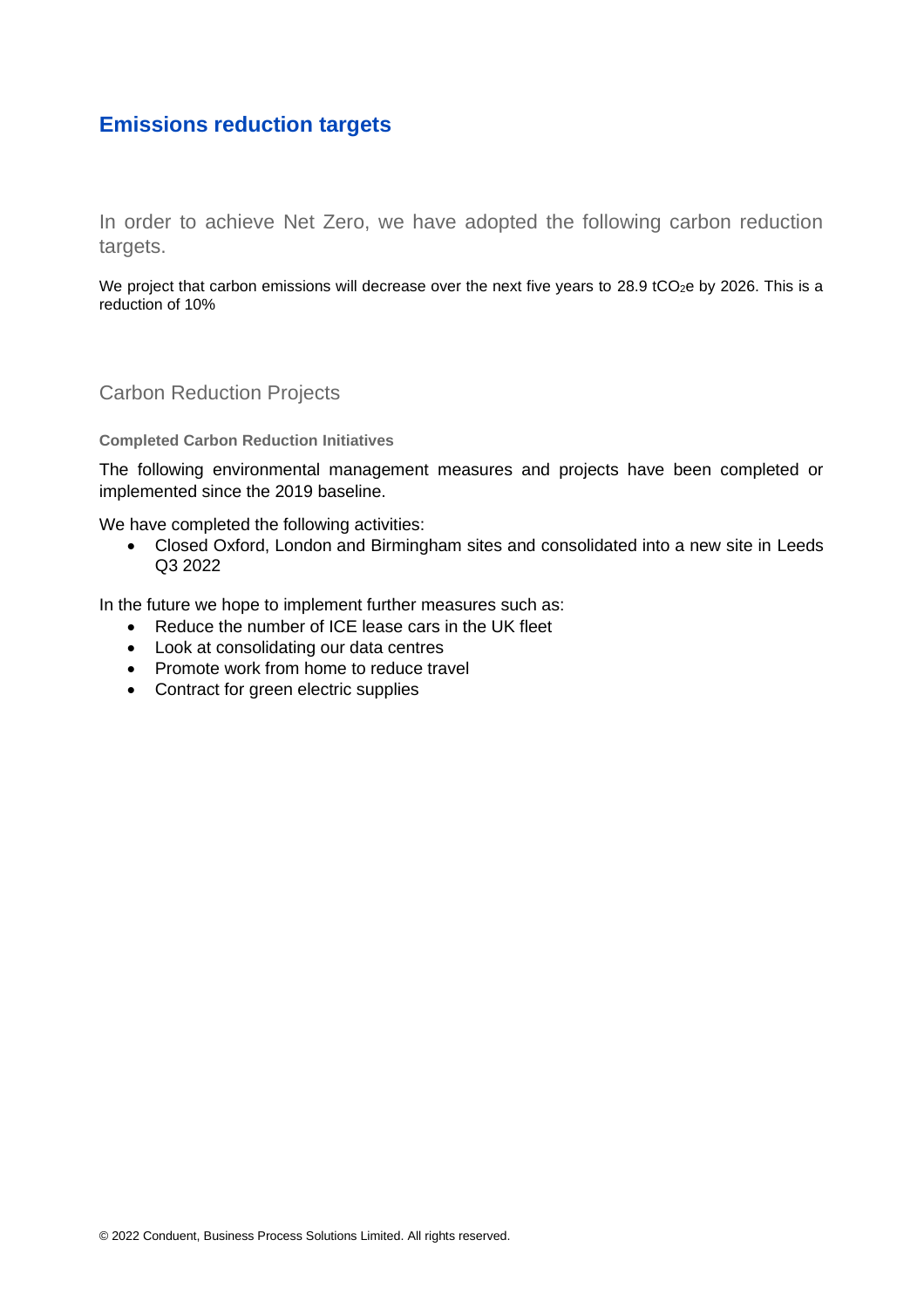## Emissions reduction targets

In order to achieve Net Zero, we have adopted the following carbon reduction targets.

We project that carbon emissions will decrease over the next five years to 28.9 $tCO_2e$ by 2026. This is a reduction of 10%

### Carbon Reduction Projects

#### Completed Carbon Reduction Initiatives

The following environmental management measures and projects have been completed or implemented since the 2019 baseline.

We have completed the following activities:

- Closed Oxford, London and Birmingham sites and consolidated into a new site in Leeds Q3 2022

In the future we hope to implement further measures such as:

- Reduce the number of ICE lease cars in the UK fleet
- Look at consolidating our data centres
- Promote work from home to reduce travel
- Contract for green electric supplies

© 2022 Conduent, Business Process Solutions Limited. All rights reserved.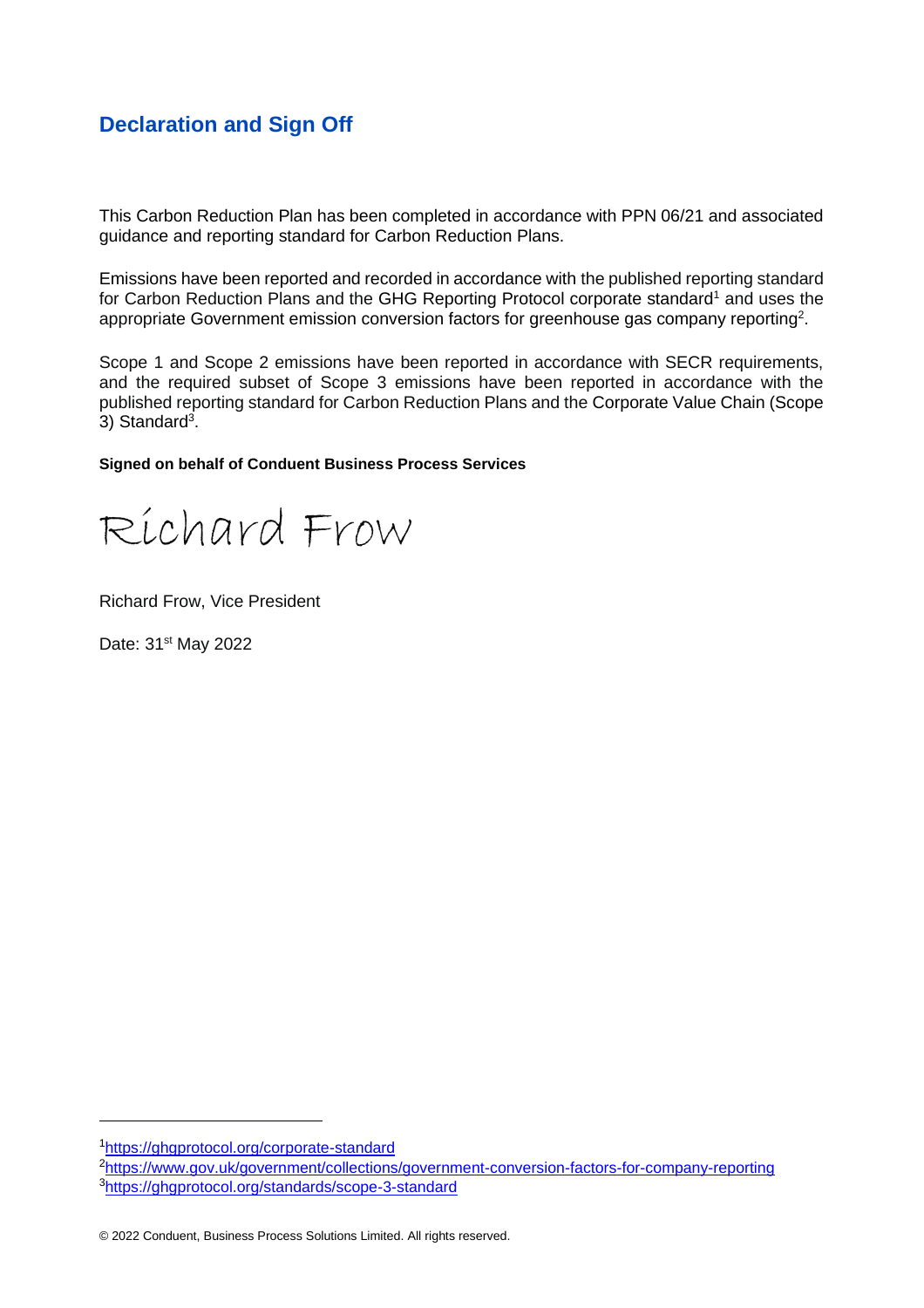## Declaration and Sign Off

This Carbon Reduction Plan has been completed in accordance with PPN 06/21 and associated guidance and reporting standard for Carbon Reduction Plans.

Emissions have been reported and recorded in accordance with the published reporting standard for Carbon Reduction Plans and the GHG Reporting Protocol corporate standard[1] and uses the appropriate Government emission conversion factors for greenhouse gas company reporting[2].

Scope 1 and Scope 2 emissions have been reported in accordance with SECR requirements, and the required subset of Scope 3 emissions have been reported in accordance with the published reporting standard for Carbon Reduction Plans and the Corporate Value Chain (Scope 3) Standard[3].

**Signed on behalf of Conduent Business Process Services**

Richard Frow

Richard Frow, Vice President

Date: 31st May 2022

[1] https://ghgprotocol.org/corporate-standard

[2] https://www.gov.uk/government/collections/government-conversion-factors-for-company-reporting

[3] https://ghgprotocol.org/standards/scope-3-standard

© 2022 Conduent, Business Process Solutions Limited. All rights reserved.